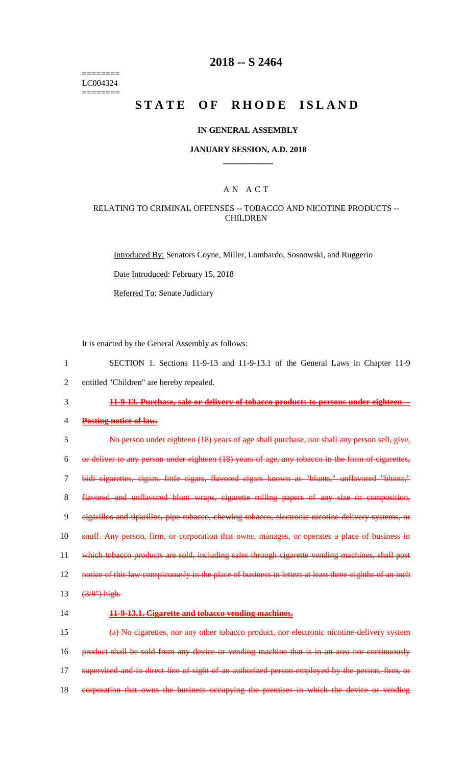========
LC004324
========

# 2018 -- S 2464

# STATE OF RHODE ISLAND

## IN GENERAL ASSEMBLY

## JANUARY SESSION, A.D. 2018

____________

## A N A C T

### RELATING TO CRIMINAL OFFENSES -- TOBACCO AND NICOTINE PRODUCTS -- CHILDREN

Introduced By: Senators Coyne, Miller, Lombardo, Sosnowski, and Ruggerio

Date Introduced: February 15, 2018

Referred To: Senate Judiciary

It is enacted by the General Assembly as follows:

1 SECTION 1. Sections 11-9-13 and 11-9-13.1 of the General Laws in Chapter 11-9
2 entitled "Children" are hereby repealed.

3 ~~**11-9-13. Purchase, sale or delivery of tobacco products to persons under eighteen --**~~
4 ~~**Posting notice of law.**~~

5 ~~No person under eighteen (18) years of age shall purchase, nor shall any person sell, give,~~
6 ~~or deliver to any person under eighteen (18) years of age, any tobacco in the form of cigarettes,~~
7 ~~bidi cigarettes, cigars, little cigars, flavored cigars known as "blunts," unflavored "blunts,"~~
8 ~~flavored and unflavored blunt wraps, cigarette rolling papers of any size or composition,~~
9 ~~cigarillos and tiparillos, pipe tobacco, chewing tobacco, electronic nicotine-delivery systems, or~~
10 ~~snuff. Any person, firm, or corporation that owns, manages, or operates a place of business in~~
11 ~~which tobacco products are sold, including sales through cigarette vending machines, shall post~~
12 ~~notice of this law conspicuously in the place of business in letters at least three-eighths of an inch~~
13 ~~(3/8") high.~~

14 ~~**11-9-13.1. Cigarette and tobacco vending machines.**~~

15 ~~(a) No cigarettes, nor any other tobacco product, nor electronic nicotine-delivery system~~
16 ~~product shall be sold from any device or vending machine that is in an area not continuously~~
17 ~~supervised and in direct line of sight of an authorized person employed by the person, firm, or~~
18 ~~corporation that owns the business occupying the premises in which the device or vending~~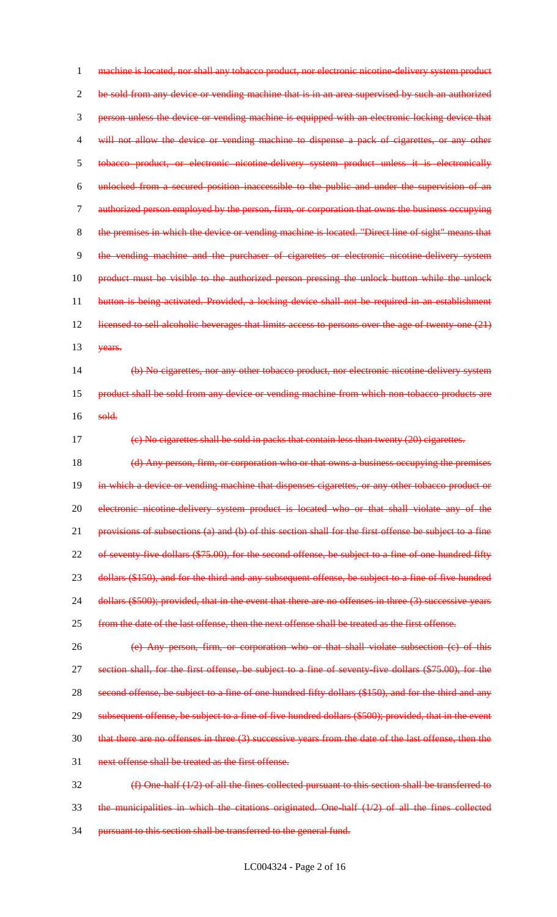~~machine is located, nor shall any tobacco product, nor electronic nicotine-delivery system product be sold from any device or vending machine that is in an area supervised by such an authorized person unless the device or vending machine is equipped with an electronic locking device that will not allow the device or vending machine to dispense a pack of cigarettes, or any other tobacco product, or electronic nicotine-delivery system product unless it is electronically unlocked from a secured position inaccessible to the public and under the supervision of an authorized person employed by the person, firm, or corporation that owns the business occupying the premises in which the device or vending machine is located. "Direct line of sight" means that the vending machine and the purchaser of cigarettes or electronic nicotine-delivery system product must be visible to the authorized person pressing the unlock button while the unlock button is being activated. Provided, a locking device shall not be required in an establishment licensed to sell alcoholic beverages that limits access to persons over the age of twenty-one (21) years.~~

~~(b) No cigarettes, nor any other tobacco product, nor electronic nicotine-delivery system product shall be sold from any device or vending machine from which non-tobacco products are sold.~~

~~(c) No cigarettes shall be sold in packs that contain less than twenty (20) cigarettes.~~

~~(d) Any person, firm, or corporation who or that owns a business occupying the premises in which a device or vending machine that dispenses cigarettes, or any other tobacco product or electronic nicotine-delivery system product is located who or that shall violate any of the provisions of subsections (a) and (b) of this section shall for the first offense be subject to a fine of seventy-five dollars ($75.00), for the second offense, be subject to a fine of one hundred fifty dollars ($150), and for the third and any subsequent offense, be subject to a fine of five hundred dollars ($500); provided, that in the event that there are no offenses in three (3) successive years from the date of the last offense, then the next offense shall be treated as the first offense.~~

~~(e) Any person, firm, or corporation who or that shall violate subsection (c) of this section shall, for the first offense, be subject to a fine of seventy-five dollars ($75.00), for the second offense, be subject to a fine of one hundred fifty dollars ($150), and for the third and any subsequent offense, be subject to a fine of five hundred dollars ($500); provided, that in the event that there are no offenses in three (3) successive years from the date of the last offense, then the next offense shall be treated as the first offense.~~

~~(f) One-half (1/2) of all the fines collected pursuant to this section shall be transferred to the municipalities in which the citations originated. One-half (1/2) of all the fines collected pursuant to this section shall be transferred to the general fund.~~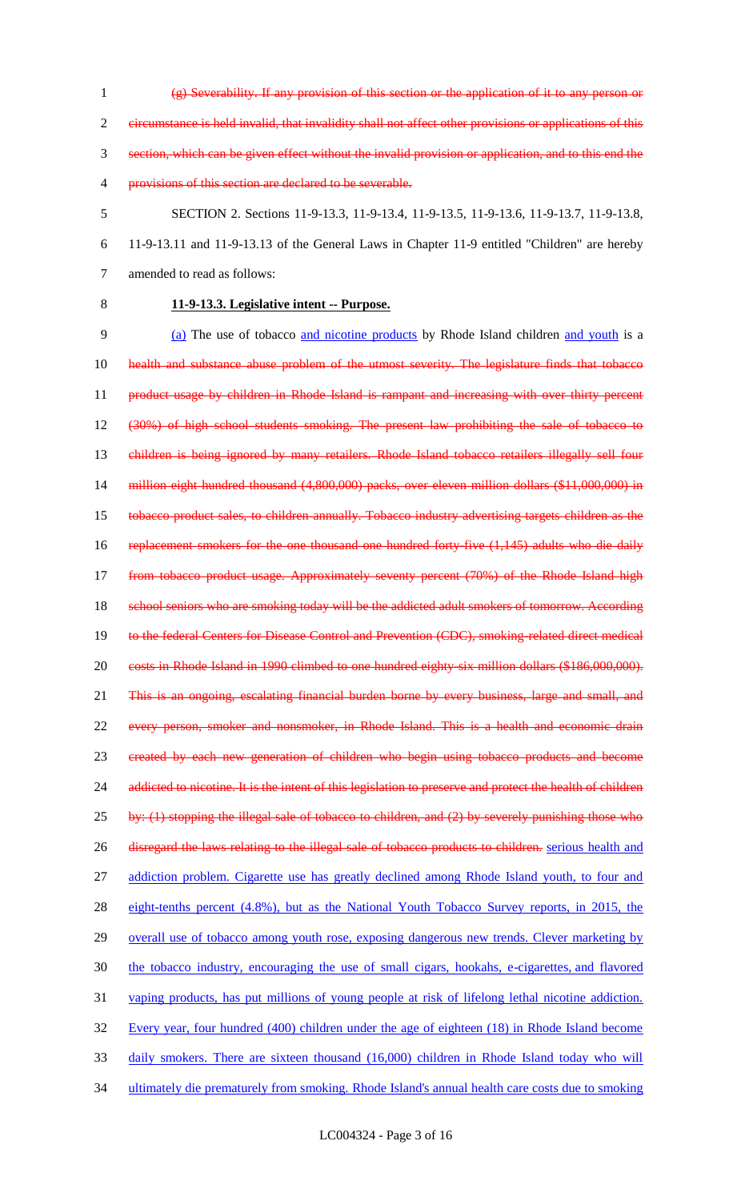~~(g) Severability. If any provision of this section or the application of it to any person or circumstance is held invalid, that invalidity shall not affect other provisions or applications of this section, which can be given effect without the invalid provision or application, and to this end the provisions of this section are declared to be severable.~~

SECTION 2. Sections 11-9-13.3, 11-9-13.4, 11-9-13.5, 11-9-13.6, 11-9-13.7, 11-9-13.8, 11-9-13.11 and 11-9-13.13 of the General Laws in Chapter 11-9 entitled "Children" are hereby amended to read as follows:

**11-9-13.3. Legislative intent -- Purpose.**

<u>(a)</u> The use of tobacco <u>and nicotine products</u> by Rhode Island children <u>and youth</u> is a ~~health and substance abuse problem of the utmost severity. The legislature finds that tobacco product usage by children in Rhode Island is rampant and increasing with over thirty percent (30%) of high school students smoking. The present law prohibiting the sale of tobacco to children is being ignored by many retailers. Rhode Island tobacco retailers illegally sell four million eight hundred thousand (4,800,000) packs, over eleven million dollars ($11,000,000) in tobacco product sales, to children annually. Tobacco industry advertising targets children as the replacement smokers for the one thousand one hundred forty-five (1,145) adults who die daily from tobacco product usage. Approximately seventy percent (70%) of the Rhode Island high school seniors who are smoking today will be the addicted adult smokers of tomorrow. According to the federal Centers for Disease Control and Prevention (CDC), smoking-related direct medical costs in Rhode Island in 1990 climbed to one hundred eighty-six million dollars ($186,000,000). This is an ongoing, escalating financial burden borne by every business, large and small, and every person, smoker and nonsmoker, in Rhode Island. This is a health and economic drain created by each new generation of children who begin using tobacco products and become addicted to nicotine. It is the intent of this legislation to preserve and protect the health of children by: (1) stopping the illegal sale of tobacco to children, and (2) by severely punishing those who disregard the laws relating to the illegal sale of tobacco products to children.~~ <u>serious health and addiction problem. Cigarette use has greatly declined among Rhode Island youth, to four and eight-tenths percent (4.8%), but as the National Youth Tobacco Survey reports, in 2015, the overall use of tobacco among youth rose, exposing dangerous new trends. Clever marketing by the tobacco industry, encouraging the use of small cigars, hookahs, e-cigarettes, and flavored vaping products, has put millions of young people at risk of lifelong lethal nicotine addiction. Every year, four hundred (400) children under the age of eighteen (18) in Rhode Island become daily smokers. There are sixteen thousand (16,000) children in Rhode Island today who will ultimately die prematurely from smoking. Rhode Island's annual health care costs due to smoking</u>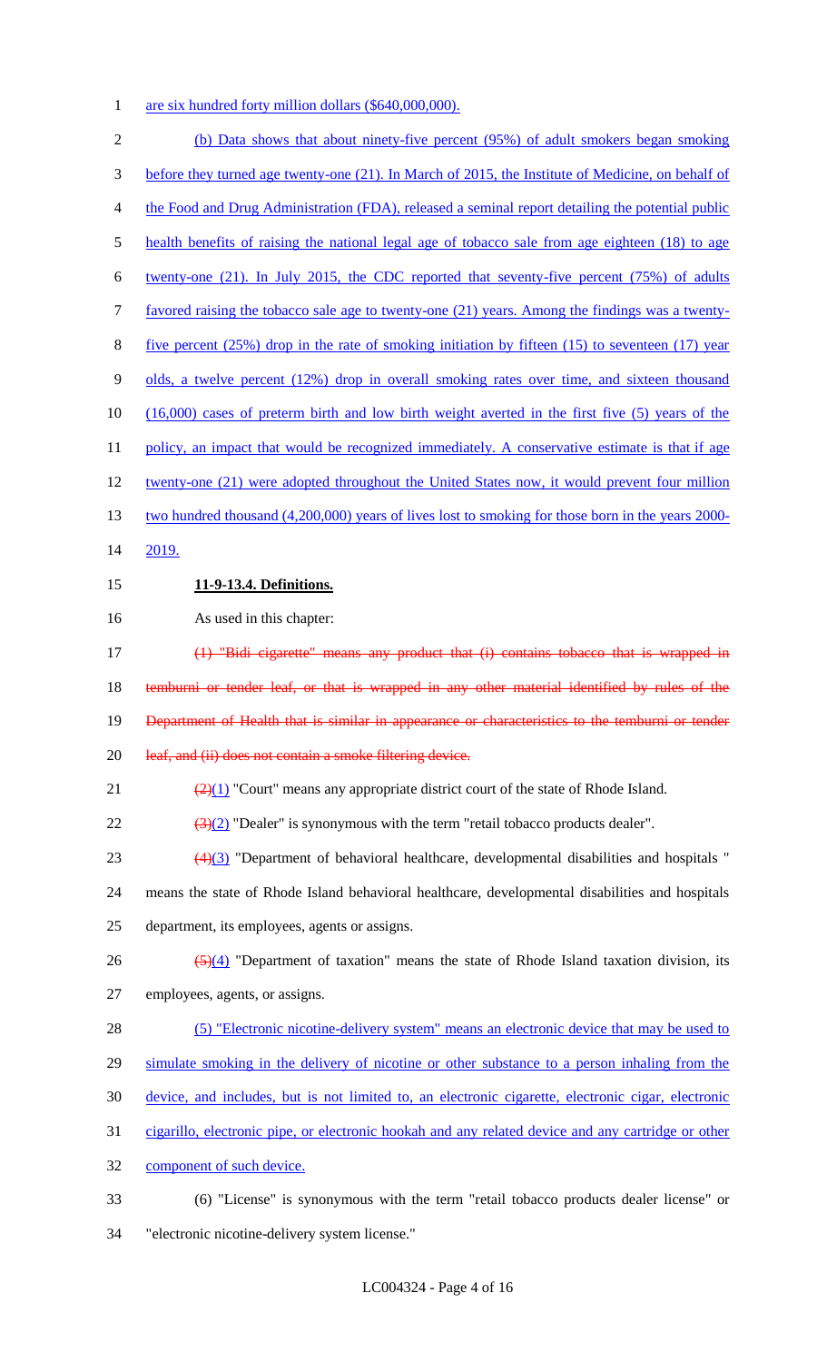are six hundred forty million dollars ($640,000,000).

(b) Data shows that about ninety-five percent (95%) of adult smokers began smoking before they turned age twenty-one (21). In March of 2015, the Institute of Medicine, on behalf of the Food and Drug Administration (FDA), released a seminal report detailing the potential public health benefits of raising the national legal age of tobacco sale from age eighteen (18) to age twenty-one (21). In July 2015, the CDC reported that seventy-five percent (75%) of adults favored raising the tobacco sale age to twenty-one (21) years. Among the findings was a twenty-five percent (25%) drop in the rate of smoking initiation by fifteen (15) to seventeen (17) year olds, a twelve percent (12%) drop in overall smoking rates over time, and sixteen thousand (16,000) cases of preterm birth and low birth weight averted in the first five (5) years of the policy, an impact that would be recognized immediately. A conservative estimate is that if age twenty-one (21) were adopted throughout the United States now, it would prevent four million two hundred thousand (4,200,000) years of lives lost to smoking for those born in the years 2000-2019.

**11-9-13.4. Definitions.**

As used in this chapter:

~~(1) "Bidi cigarette" means any product that (i) contains tobacco that is wrapped in temburni or tender leaf, or that is wrapped in any other material identified by rules of the Department of Health that is similar in appearance or characteristics to the temburni or tender leaf, and (ii) does not contain a smoke filtering device.~~

~~(2)~~(1) "Court" means any appropriate district court of the state of Rhode Island.

~~(3)~~(2) "Dealer" is synonymous with the term "retail tobacco products dealer".

~~(4)~~(3) "Department of behavioral healthcare, developmental disabilities and hospitals " means the state of Rhode Island behavioral healthcare, developmental disabilities and hospitals department, its employees, agents or assigns.

~~(5)~~(4) "Department of taxation" means the state of Rhode Island taxation division, its employees, agents, or assigns.

(5) "Electronic nicotine-delivery system" means an electronic device that may be used to simulate smoking in the delivery of nicotine or other substance to a person inhaling from the device, and includes, but is not limited to, an electronic cigarette, electronic cigar, electronic cigarillo, electronic pipe, or electronic hookah and any related device and any cartridge or other component of such device.

(6) "License" is synonymous with the term "retail tobacco products dealer license" or "electronic nicotine-delivery system license."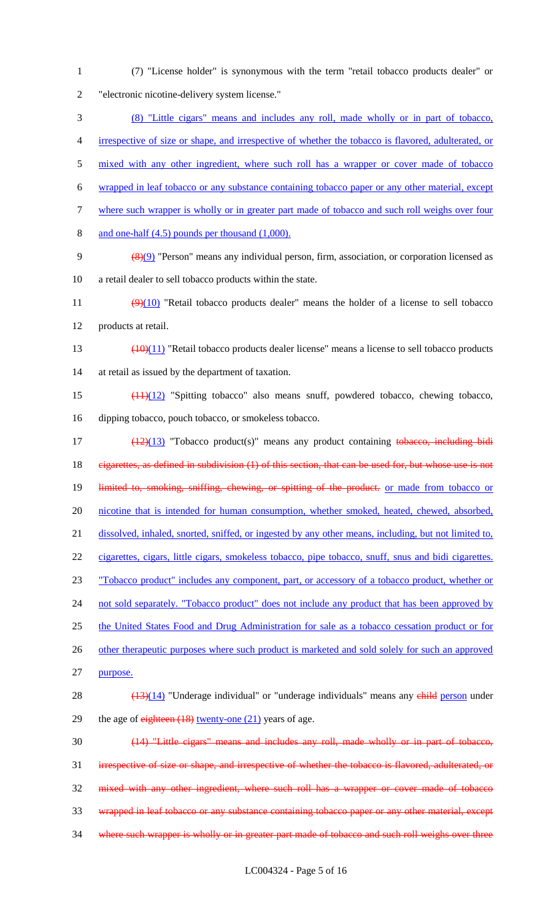(7) "License holder" is synonymous with the term "retail tobacco products dealer" or "electronic nicotine-delivery system license."

(8) "Little cigars" means and includes any roll, made wholly or in part of tobacco, irrespective of size or shape, and irrespective of whether the tobacco is flavored, adulterated, or mixed with any other ingredient, where such roll has a wrapper or cover made of tobacco wrapped in leaf tobacco or any substance containing tobacco paper or any other material, except where such wrapper is wholly or in greater part made of tobacco and such roll weighs over four and one-half (4.5) pounds per thousand (1,000).

~~(8)~~(9) "Person" means any individual person, firm, association, or corporation licensed as a retail dealer to sell tobacco products within the state.

~~(9)~~(10) "Retail tobacco products dealer" means the holder of a license to sell tobacco products at retail.

~~(10)~~(11) "Retail tobacco products dealer license" means a license to sell tobacco products at retail as issued by the department of taxation.

~~(11)~~(12) "Spitting tobacco" also means snuff, powdered tobacco, chewing tobacco, dipping tobacco, pouch tobacco, or smokeless tobacco.

~~(12)~~(13) "Tobacco product(s)" means any product containing ~~tobacco, including bidi cigarettes, as defined in subdivision (1) of this section, that can be used for, but whose use is not limited to, smoking, sniffing, chewing, or spitting of the product.~~ or made from tobacco or nicotine that is intended for human consumption, whether smoked, heated, chewed, absorbed, dissolved, inhaled, snorted, sniffed, or ingested by any other means, including, but not limited to, cigarettes, cigars, little cigars, smokeless tobacco, pipe tobacco, snuff, snus and bidi cigarettes. "Tobacco product" includes any component, part, or accessory of a tobacco product, whether or not sold separately. "Tobacco product" does not include any product that has been approved by the United States Food and Drug Administration for sale as a tobacco cessation product or for other therapeutic purposes where such product is marketed and sold solely for such an approved purpose.

~~(13)~~(14) "Underage individual" or "underage individuals" means any ~~child~~ person under the age of ~~eighteen (18)~~ twenty-one (21) years of age.

~~(14) "Little cigars" means and includes any roll, made wholly or in part of tobacco, irrespective of size or shape, and irrespective of whether the tobacco is flavored, adulterated, or mixed with any other ingredient, where such roll has a wrapper or cover made of tobacco wrapped in leaf tobacco or any substance containing tobacco paper or any other material, except where such wrapper is wholly or in greater part made of tobacco and such roll weighs over three~~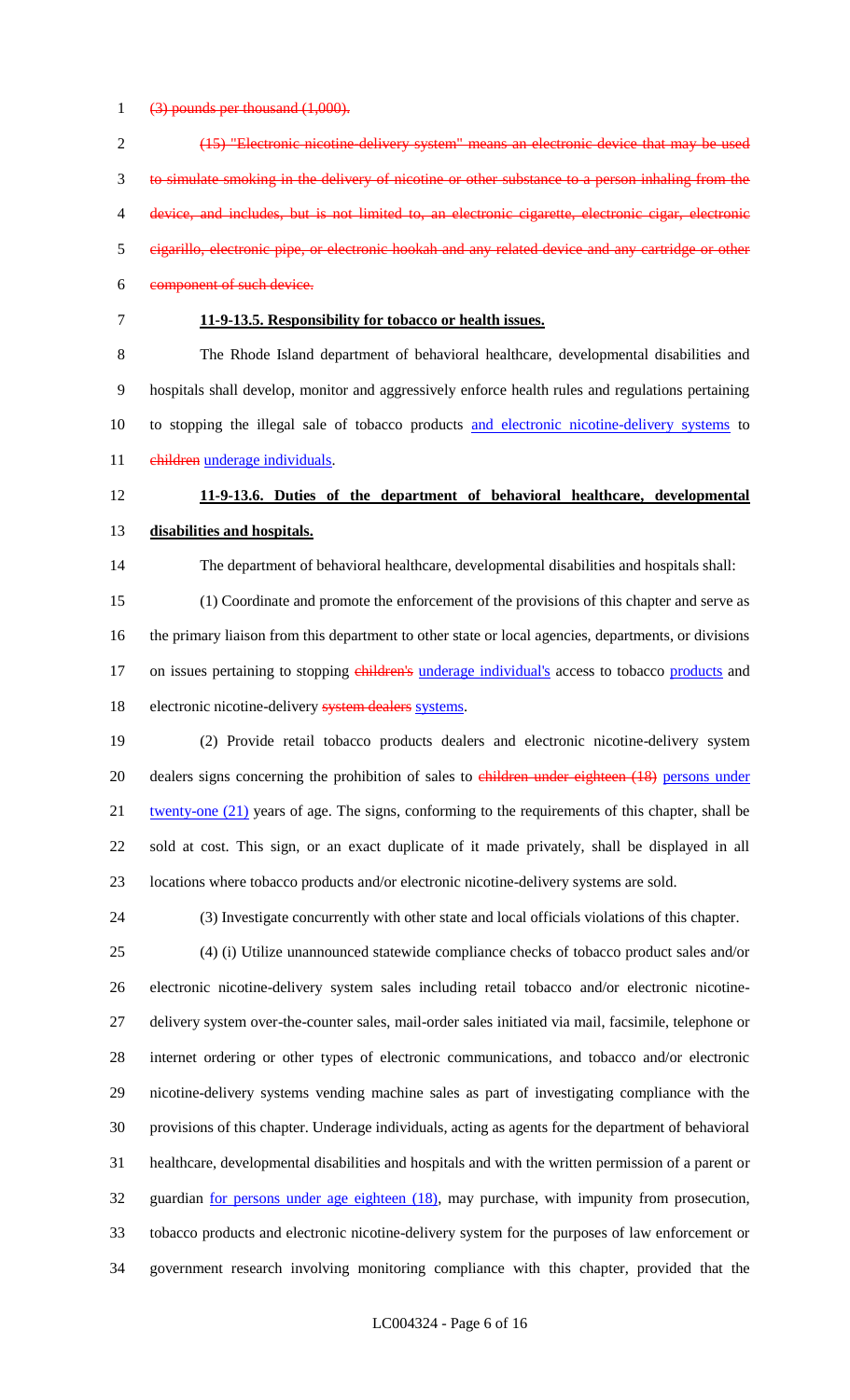~~(3) pounds per thousand (1,000).~~

~~(15) "Electronic nicotine-delivery system" means an electronic device that may be used to simulate smoking in the delivery of nicotine or other substance to a person inhaling from the device, and includes, but is not limited to, an electronic cigarette, electronic cigar, electronic cigarillo, electronic pipe, or electronic hookah and any related device and any cartridge or other component of such device.~~

**11-9-13.5. Responsibility for tobacco or health issues.**

The Rhode Island department of behavioral healthcare, developmental disabilities and hospitals shall develop, monitor and aggressively enforce health rules and regulations pertaining to stopping the illegal sale of tobacco products <u>and electronic nicotine-delivery systems</u> to ~~children~~ <u>underage individuals</u>.

**11-9-13.6. Duties of the department of behavioral healthcare, developmental disabilities and hospitals.**

The department of behavioral healthcare, developmental disabilities and hospitals shall:

(1) Coordinate and promote the enforcement of the provisions of this chapter and serve as the primary liaison from this department to other state or local agencies, departments, or divisions on issues pertaining to stopping ~~children's~~ <u>underage individual's</u> access to tobacco <u>products</u> and electronic nicotine-delivery ~~system dealers~~ <u>systems</u>.

(2) Provide retail tobacco products dealers and electronic nicotine-delivery system dealers signs concerning the prohibition of sales to ~~children under eighteen (18)~~ <u>persons under twenty-one (21)</u> years of age. The signs, conforming to the requirements of this chapter, shall be sold at cost. This sign, or an exact duplicate of it made privately, shall be displayed in all locations where tobacco products and/or electronic nicotine-delivery systems are sold.

(3) Investigate concurrently with other state and local officials violations of this chapter.

(4) (i) Utilize unannounced statewide compliance checks of tobacco product sales and/or electronic nicotine-delivery system sales including retail tobacco and/or electronic nicotine-delivery system over-the-counter sales, mail-order sales initiated via mail, facsimile, telephone or internet ordering or other types of electronic communications, and tobacco and/or electronic nicotine-delivery systems vending machine sales as part of investigating compliance with the provisions of this chapter. Underage individuals, acting as agents for the department of behavioral healthcare, developmental disabilities and hospitals and with the written permission of a parent or guardian <u>for persons under age eighteen (18)</u>, may purchase, with impunity from prosecution, tobacco products and electronic nicotine-delivery system for the purposes of law enforcement or government research involving monitoring compliance with this chapter, provided that the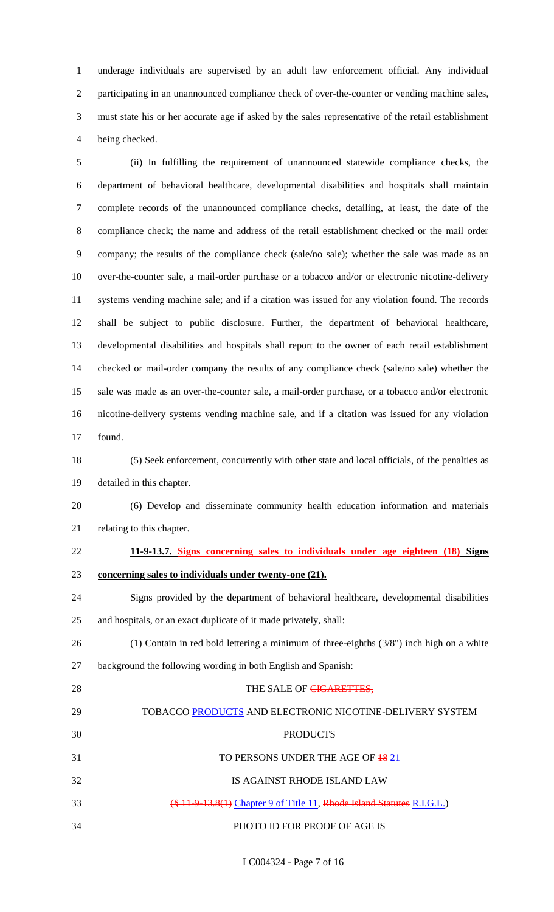underage individuals are supervised by an adult law enforcement official. Any individual participating in an unannounced compliance check of over-the-counter or vending machine sales, must state his or her accurate age if asked by the sales representative of the retail establishment being checked.

(ii) In fulfilling the requirement of unannounced statewide compliance checks, the department of behavioral healthcare, developmental disabilities and hospitals shall maintain complete records of the unannounced compliance checks, detailing, at least, the date of the compliance check; the name and address of the retail establishment checked or the mail order company; the results of the compliance check (sale/no sale); whether the sale was made as an over-the-counter sale, a mail-order purchase or a tobacco and/or or electronic nicotine-delivery systems vending machine sale; and if a citation was issued for any violation found. The records shall be subject to public disclosure. Further, the department of behavioral healthcare, developmental disabilities and hospitals shall report to the owner of each retail establishment checked or mail-order company the results of any compliance check (sale/no sale) whether the sale was made as an over-the-counter sale, a mail-order purchase, or a tobacco and/or electronic nicotine-delivery systems vending machine sale, and if a citation was issued for any violation found.

(5) Seek enforcement, concurrently with other state and local officials, of the penalties as detailed in this chapter.

(6) Develop and disseminate community health education information and materials relating to this chapter.

**11-9-13.7. ~~Signs concerning sales to individuals under age eighteen (18)~~ Signs concerning sales to individuals under twenty-one (21).**

Signs provided by the department of behavioral healthcare, developmental disabilities and hospitals, or an exact duplicate of it made privately, shall:

(1) Contain in red bold lettering a minimum of three-eighths (3/8") inch high on a white background the following wording in both English and Spanish:

THE SALE OF ~~CIGARETTES,~~

TOBACCO PRODUCTS AND ELECTRONIC NICOTINE-DELIVERY SYSTEM

PRODUCTS

TO PERSONS UNDER THE AGE OF ~~18~~ 21

IS AGAINST RHODE ISLAND LAW

(~~§ 11-9-13.8(1)~~ Chapter 9 of Title 11, ~~Rhode Island Statutes~~ R.I.G.L.)

PHOTO ID FOR PROOF OF AGE IS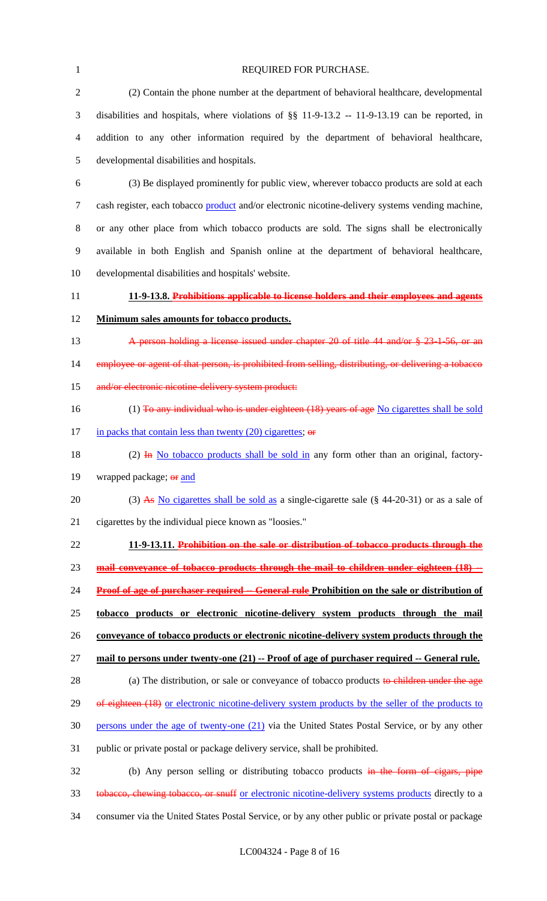REQUIRED FOR PURCHASE.

(2) Contain the phone number at the department of behavioral healthcare, developmental disabilities and hospitals, where violations of §§ 11-9-13.2 -- 11-9-13.19 can be reported, in addition to any other information required by the department of behavioral healthcare, developmental disabilities and hospitals.

(3) Be displayed prominently for public view, wherever tobacco products are sold at each cash register, each tobacco product and/or electronic nicotine-delivery systems vending machine, or any other place from which tobacco products are sold. The signs shall be electronically available in both English and Spanish online at the department of behavioral healthcare, developmental disabilities and hospitals' website.

**11-9-13.8. ~~Prohibitions applicable to license holders and their employees and agents~~ Minimum sales amounts for tobacco products.**

~~A person holding a license issued under chapter 20 of title 44 and/or § 23-1-56, or an employee or agent of that person, is prohibited from selling, distributing, or delivering a tobacco and/or electronic nicotine-delivery system product:~~

(1) ~~To any individual who is under eighteen (18) years of age~~ No cigarettes shall be sold in packs that contain less than twenty (20) cigarettes; ~~or~~

(2) ~~In~~ No tobacco products shall be sold in any form other than an original, factory-wrapped package; ~~or~~ and

(3) ~~As~~ No cigarettes shall be sold as a single-cigarette sale (§ 44-20-31) or as a sale of cigarettes by the individual piece known as "loosies."

**11-9-13.11. ~~Prohibition on the sale or distribution of tobacco products through the mail conveyance of tobacco products through the mail to children under eighteen (18) -- Proof of age of purchaser required -- General rule~~ Prohibition on the sale or distribution of tobacco products or electronic nicotine-delivery system products through the mail conveyance of tobacco products or electronic nicotine-delivery system products through the mail to persons under twenty-one (21) -- Proof of age of purchaser required -- General rule.**

(a) The distribution, or sale or conveyance of tobacco products ~~to children under the age of eighteen (18)~~ or electronic nicotine-delivery system products by the seller of the products to persons under the age of twenty-one (21) via the United States Postal Service, or by any other public or private postal or package delivery service, shall be prohibited.

(b) Any person selling or distributing tobacco products ~~in the form of cigars, pipe tobacco, chewing tobacco, or snuff~~ or electronic nicotine-delivery systems products directly to a consumer via the United States Postal Service, or by any other public or private postal or package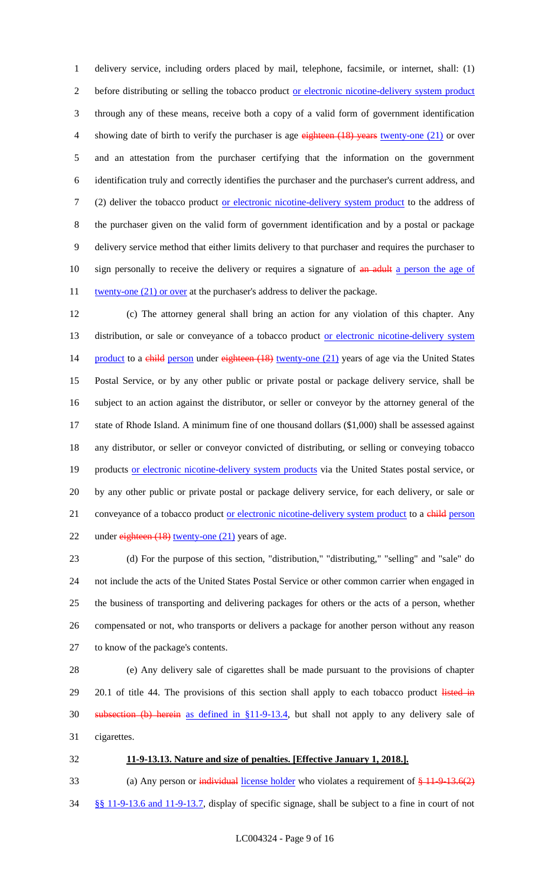delivery service, including orders placed by mail, telephone, facsimile, or internet, shall: (1) before distributing or selling the tobacco product or electronic nicotine-delivery system product through any of these means, receive both a copy of a valid form of government identification showing date of birth to verify the purchaser is age ~~eighteen (18) years~~ twenty-one (21) or over and an attestation from the purchaser certifying that the information on the government identification truly and correctly identifies the purchaser and the purchaser's current address, and (2) deliver the tobacco product or electronic nicotine-delivery system product to the address of the purchaser given on the valid form of government identification and by a postal or package delivery service method that either limits delivery to that purchaser and requires the purchaser to sign personally to receive the delivery or requires a signature of ~~an adult~~ a person the age of twenty-one (21) or over at the purchaser's address to deliver the package.

(c) The attorney general shall bring an action for any violation of this chapter. Any distribution, or sale or conveyance of a tobacco product or electronic nicotine-delivery system product to a ~~child~~ person under ~~eighteen (18)~~ twenty-one (21) years of age via the United States Postal Service, or by any other public or private postal or package delivery service, shall be subject to an action against the distributor, or seller or conveyor by the attorney general of the state of Rhode Island. A minimum fine of one thousand dollars ($1,000) shall be assessed against any distributor, or seller or conveyor convicted of distributing, or selling or conveying tobacco products or electronic nicotine-delivery system products via the United States postal service, or by any other public or private postal or package delivery service, for each delivery, or sale or conveyance of a tobacco product or electronic nicotine-delivery system product to a ~~child~~ person under ~~eighteen (18)~~ twenty-one (21) years of age.

(d) For the purpose of this section, "distribution," "distributing," "selling" and "sale" do not include the acts of the United States Postal Service or other common carrier when engaged in the business of transporting and delivering packages for others or the acts of a person, whether compensated or not, who transports or delivers a package for another person without any reason to know of the package's contents.

(e) Any delivery sale of cigarettes shall be made pursuant to the provisions of chapter 20.1 of title 44. The provisions of this section shall apply to each tobacco product ~~listed in subsection (b) herein~~ as defined in §11-9-13.4, but shall not apply to any delivery sale of cigarettes.

**11-9-13.13. Nature and size of penalties. [Effective January 1, 2018.].**

(a) Any person or ~~individual~~ license holder who violates a requirement of ~~§ 11-9-13.6(2)~~ §§ 11-9-13.6 and 11-9-13.7, display of specific signage, shall be subject to a fine in court of not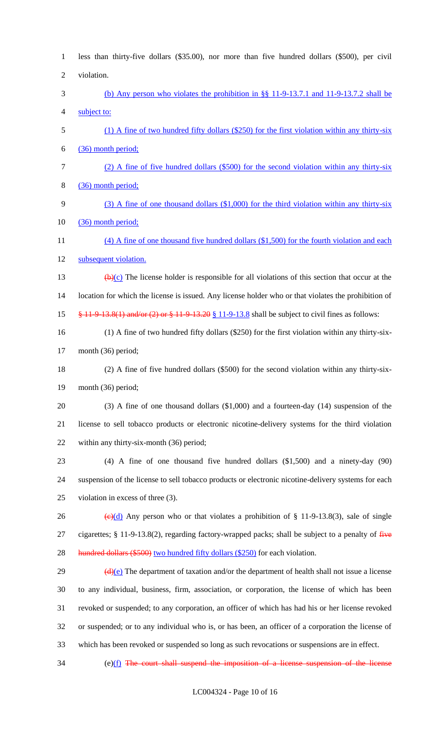less than thirty-five dollars ($35.00), nor more than five hundred dollars ($500), per civil violation.

(b) Any person who violates the prohibition in §§ 11-9-13.7.1 and 11-9-13.7.2 shall be subject to:

(1) A fine of two hundred fifty dollars ($250) for the first violation within any thirty-six (36) month period;

(2) A fine of five hundred dollars ($500) for the second violation within any thirty-six (36) month period;

(3) A fine of one thousand dollars ($1,000) for the third violation within any thirty-six (36) month period;

(4) A fine of one thousand five hundred dollars ($1,500) for the fourth violation and each subsequent violation.

~~(b)~~(c) The license holder is responsible for all violations of this section that occur at the location for which the license is issued. Any license holder who or that violates the prohibition of ~~§ 11-9-13.8(1) and/or (2) or § 11-9-13.20~~ § 11-9-13.8 shall be subject to civil fines as follows:

(1) A fine of two hundred fifty dollars ($250) for the first violation within any thirty-six-month (36) period;

(2) A fine of five hundred dollars ($500) for the second violation within any thirty-six-month (36) period;

(3) A fine of one thousand dollars ($1,000) and a fourteen-day (14) suspension of the license to sell tobacco products or electronic nicotine-delivery systems for the third violation within any thirty-six-month (36) period;

(4) A fine of one thousand five hundred dollars ($1,500) and a ninety-day (90) suspension of the license to sell tobacco products or electronic nicotine-delivery systems for each violation in excess of three (3).

~~(c)~~(d) Any person who or that violates a prohibition of § 11-9-13.8(3), sale of single cigarettes; § 11-9-13.8(2), regarding factory-wrapped packs; shall be subject to a penalty of ~~five hundred dollars ($500)~~ two hundred fifty dollars ($250) for each violation.

~~(d)~~(e) The department of taxation and/or the department of health shall not issue a license to any individual, business, firm, association, or corporation, the license of which has been revoked or suspended; to any corporation, an officer of which has had his or her license revoked or suspended; or to any individual who is, or has been, an officer of a corporation the license of which has been revoked or suspended so long as such revocations or suspensions are in effect.

(e)(f) ~~The court shall suspend the imposition of a license suspension of the license~~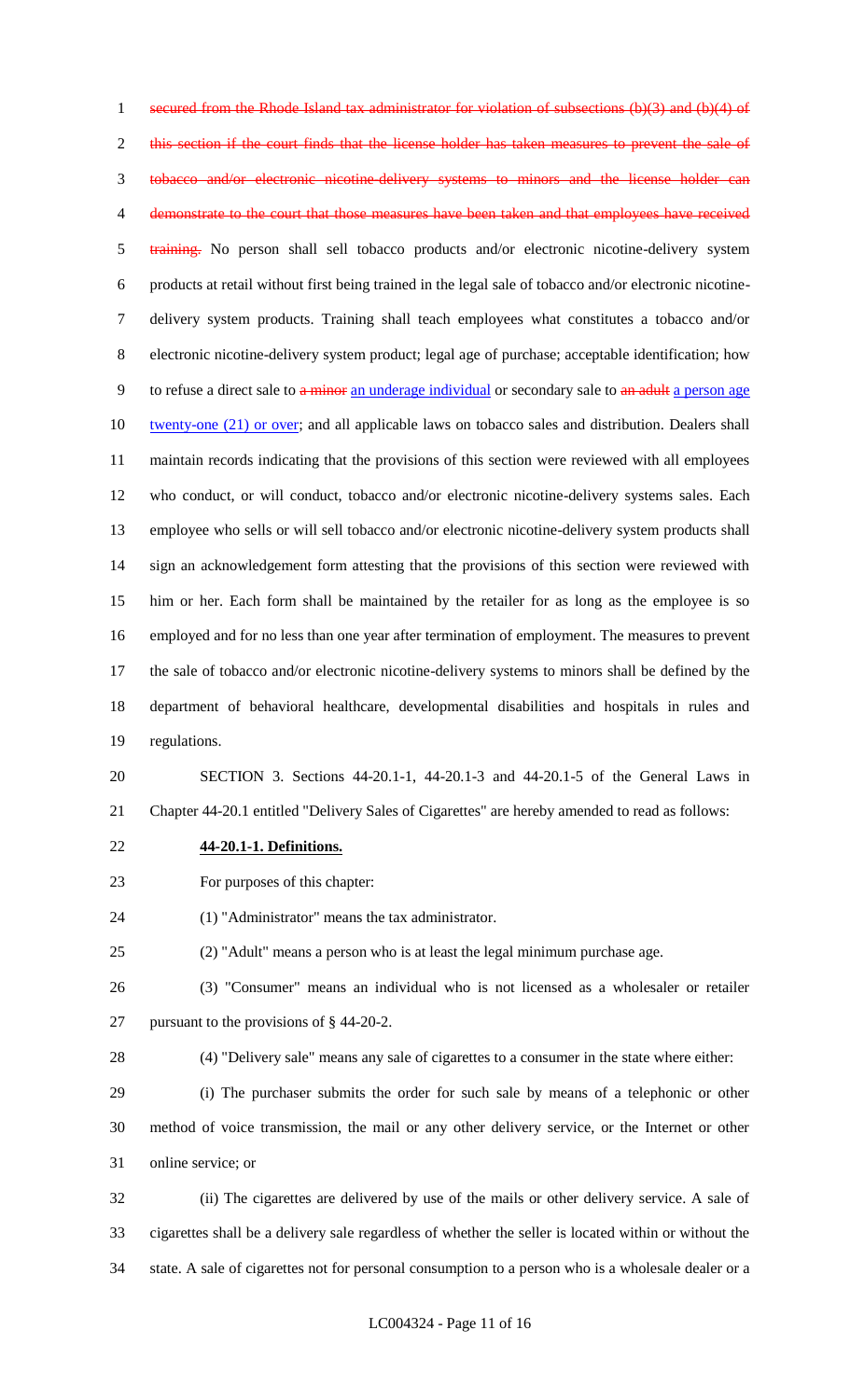~~secured from the Rhode Island tax administrator for violation of subsections (b)(3) and (b)(4) of this section if the court finds that the license holder has taken measures to prevent the sale of tobacco and/or electronic nicotine-delivery systems to minors and the license holder can demonstrate to the court that those measures have been taken and that employees have received training.~~ No person shall sell tobacco products and/or electronic nicotine-delivery system products at retail without first being trained in the legal sale of tobacco and/or electronic nicotine-delivery system products. Training shall teach employees what constitutes a tobacco and/or electronic nicotine-delivery system product; legal age of purchase; acceptable identification; how to refuse a direct sale to ~~a minor~~ an underage individual or secondary sale to ~~an adult~~ a person age twenty-one (21) or over; and all applicable laws on tobacco sales and distribution. Dealers shall maintain records indicating that the provisions of this section were reviewed with all employees who conduct, or will conduct, tobacco and/or electronic nicotine-delivery systems sales. Each employee who sells or will sell tobacco and/or electronic nicotine-delivery system products shall sign an acknowledgement form attesting that the provisions of this section were reviewed with him or her. Each form shall be maintained by the retailer for as long as the employee is so employed and for no less than one year after termination of employment. The measures to prevent the sale of tobacco and/or electronic nicotine-delivery systems to minors shall be defined by the department of behavioral healthcare, developmental disabilities and hospitals in rules and regulations.

SECTION 3. Sections 44-20.1-1, 44-20.1-3 and 44-20.1-5 of the General Laws in Chapter 44-20.1 entitled "Delivery Sales of Cigarettes" are hereby amended to read as follows:

**44-20.1-1. Definitions.**

For purposes of this chapter:

(1) "Administrator" means the tax administrator.

(2) "Adult" means a person who is at least the legal minimum purchase age.

(3) "Consumer" means an individual who is not licensed as a wholesaler or retailer pursuant to the provisions of § 44-20-2.

(4) "Delivery sale" means any sale of cigarettes to a consumer in the state where either:

(i) The purchaser submits the order for such sale by means of a telephonic or other method of voice transmission, the mail or any other delivery service, or the Internet or other online service; or

(ii) The cigarettes are delivered by use of the mails or other delivery service. A sale of cigarettes shall be a delivery sale regardless of whether the seller is located within or without the state. A sale of cigarettes not for personal consumption to a person who is a wholesale dealer or a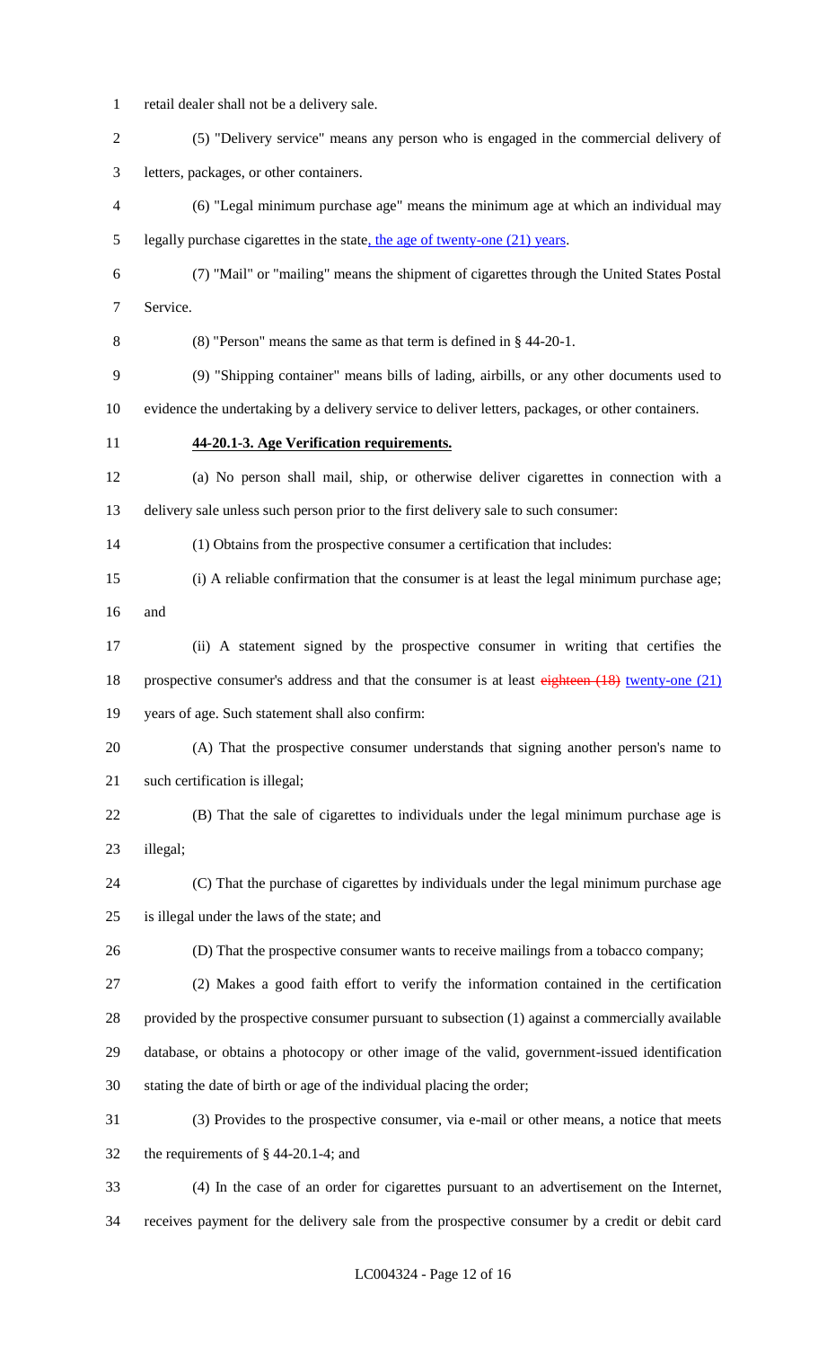retail dealer shall not be a delivery sale.

(5) "Delivery service" means any person who is engaged in the commercial delivery of letters, packages, or other containers.

(6) "Legal minimum purchase age" means the minimum age at which an individual may legally purchase cigarettes in the state, the age of twenty-one (21) years.

(7) "Mail" or "mailing" means the shipment of cigarettes through the United States Postal Service.

(8) "Person" means the same as that term is defined in § 44-20-1.

(9) "Shipping container" means bills of lading, airbills, or any other documents used to evidence the undertaking by a delivery service to deliver letters, packages, or other containers.

**44-20.1-3. Age Verification requirements.**

(a) No person shall mail, ship, or otherwise deliver cigarettes in connection with a delivery sale unless such person prior to the first delivery sale to such consumer:

(1) Obtains from the prospective consumer a certification that includes:

(i) A reliable confirmation that the consumer is at least the legal minimum purchase age; and

(ii) A statement signed by the prospective consumer in writing that certifies the prospective consumer's address and that the consumer is at least ~~eighteen (18)~~ twenty-one (21) years of age. Such statement shall also confirm:

(A) That the prospective consumer understands that signing another person's name to such certification is illegal;

(B) That the sale of cigarettes to individuals under the legal minimum purchase age is illegal;

(C) That the purchase of cigarettes by individuals under the legal minimum purchase age is illegal under the laws of the state; and

(D) That the prospective consumer wants to receive mailings from a tobacco company;

(2) Makes a good faith effort to verify the information contained in the certification provided by the prospective consumer pursuant to subsection (1) against a commercially available database, or obtains a photocopy or other image of the valid, government-issued identification stating the date of birth or age of the individual placing the order;

(3) Provides to the prospective consumer, via e-mail or other means, a notice that meets the requirements of § 44-20.1-4; and

(4) In the case of an order for cigarettes pursuant to an advertisement on the Internet, receives payment for the delivery sale from the prospective consumer by a credit or debit card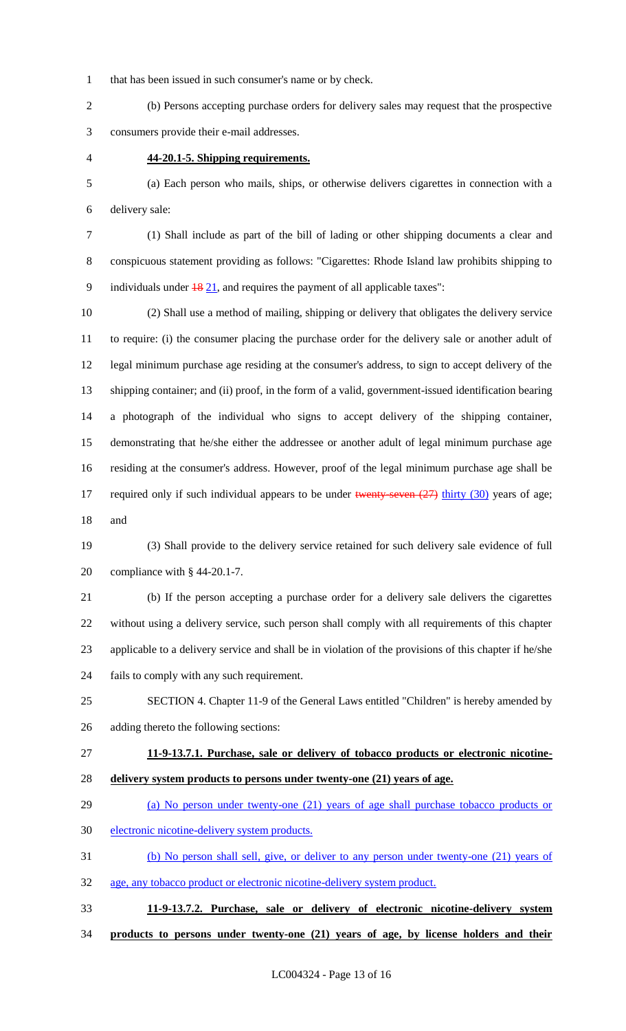that has been issued in such consumer's name or by check.

(b) Persons accepting purchase orders for delivery sales may request that the prospective consumers provide their e-mail addresses.

**44-20.1-5. Shipping requirements.**

(a) Each person who mails, ships, or otherwise delivers cigarettes in connection with a delivery sale:

(1) Shall include as part of the bill of lading or other shipping documents a clear and conspicuous statement providing as follows: "Cigarettes: Rhode Island law prohibits shipping to individuals under ~~18~~ 21, and requires the payment of all applicable taxes":

(2) Shall use a method of mailing, shipping or delivery that obligates the delivery service to require: (i) the consumer placing the purchase order for the delivery sale or another adult of legal minimum purchase age residing at the consumer's address, to sign to accept delivery of the shipping container; and (ii) proof, in the form of a valid, government-issued identification bearing a photograph of the individual who signs to accept delivery of the shipping container, demonstrating that he/she either the addressee or another adult of legal minimum purchase age residing at the consumer's address. However, proof of the legal minimum purchase age shall be required only if such individual appears to be under ~~twenty-seven (27)~~ thirty (30) years of age; and

(3) Shall provide to the delivery service retained for such delivery sale evidence of full compliance with § 44-20.1-7.

(b) If the person accepting a purchase order for a delivery sale delivers the cigarettes without using a delivery service, such person shall comply with all requirements of this chapter applicable to a delivery service and shall be in violation of the provisions of this chapter if he/she fails to comply with any such requirement.

SECTION 4. Chapter 11-9 of the General Laws entitled "Children" is hereby amended by adding thereto the following sections:

**11-9-13.7.1. Purchase, sale or delivery of tobacco products or electronic nicotine-delivery system products to persons under twenty-one (21) years of age.**

(a) No person under twenty-one (21) years of age shall purchase tobacco products or electronic nicotine-delivery system products.

(b) No person shall sell, give, or deliver to any person under twenty-one (21) years of age, any tobacco product or electronic nicotine-delivery system product.

**11-9-13.7.2. Purchase, sale or delivery of electronic nicotine-delivery system products to persons under twenty-one (21) years of age, by license holders and their**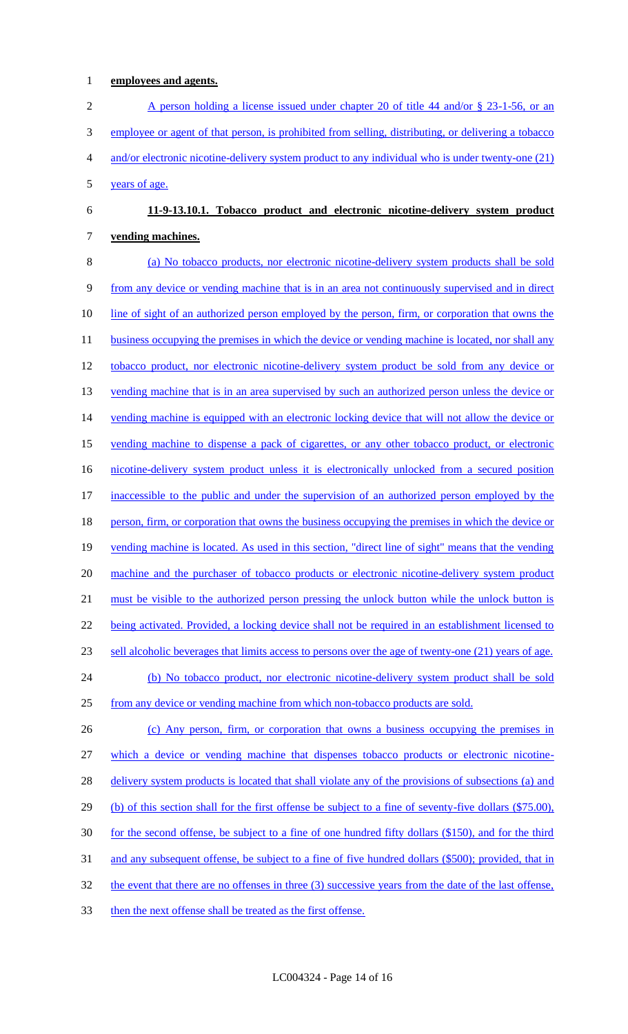**employees and agents.**

A person holding a license issued under chapter 20 of title 44 and/or § 23-1-56, or an employee or agent of that person, is prohibited from selling, distributing, or delivering a tobacco and/or electronic nicotine-delivery system product to any individual who is under twenty-one (21) years of age.

**11-9-13.10.1. Tobacco product and electronic nicotine-delivery system product vending machines.**

(a) No tobacco products, nor electronic nicotine-delivery system products shall be sold from any device or vending machine that is in an area not continuously supervised and in direct line of sight of an authorized person employed by the person, firm, or corporation that owns the business occupying the premises in which the device or vending machine is located, nor shall any tobacco product, nor electronic nicotine-delivery system product be sold from any device or vending machine that is in an area supervised by such an authorized person unless the device or vending machine is equipped with an electronic locking device that will not allow the device or vending machine to dispense a pack of cigarettes, or any other tobacco product, or electronic nicotine-delivery system product unless it is electronically unlocked from a secured position inaccessible to the public and under the supervision of an authorized person employed by the person, firm, or corporation that owns the business occupying the premises in which the device or vending machine is located. As used in this section, "direct line of sight" means that the vending machine and the purchaser of tobacco products or electronic nicotine-delivery system product must be visible to the authorized person pressing the unlock button while the unlock button is being activated. Provided, a locking device shall not be required in an establishment licensed to sell alcoholic beverages that limits access to persons over the age of twenty-one (21) years of age.

(b) No tobacco product, nor electronic nicotine-delivery system product shall be sold from any device or vending machine from which non-tobacco products are sold.

(c) Any person, firm, or corporation that owns a business occupying the premises in which a device or vending machine that dispenses tobacco products or electronic nicotine-delivery system products is located that shall violate any of the provisions of subsections (a) and (b) of this section shall for the first offense be subject to a fine of seventy-five dollars ($75.00), for the second offense, be subject to a fine of one hundred fifty dollars ($150), and for the third and any subsequent offense, be subject to a fine of five hundred dollars ($500); provided, that in the event that there are no offenses in three (3) successive years from the date of the last offense, then the next offense shall be treated as the first offense.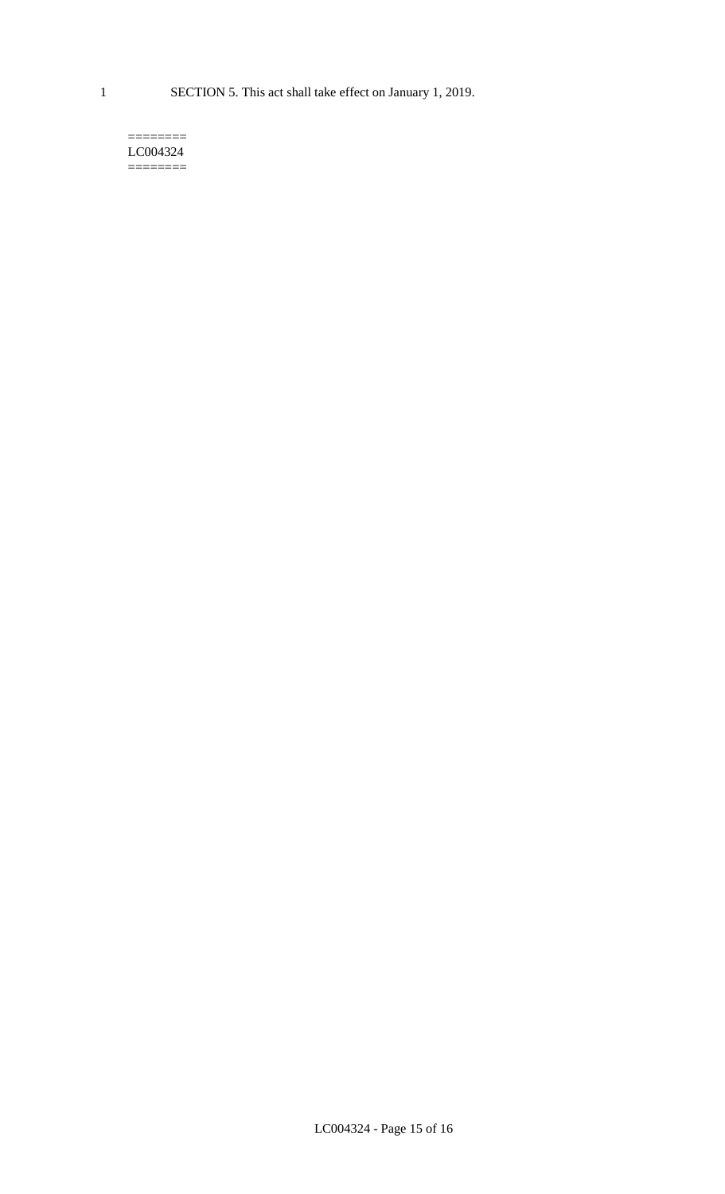SECTION 5. This act shall take effect on January 1, 2019.

========
LC004324
========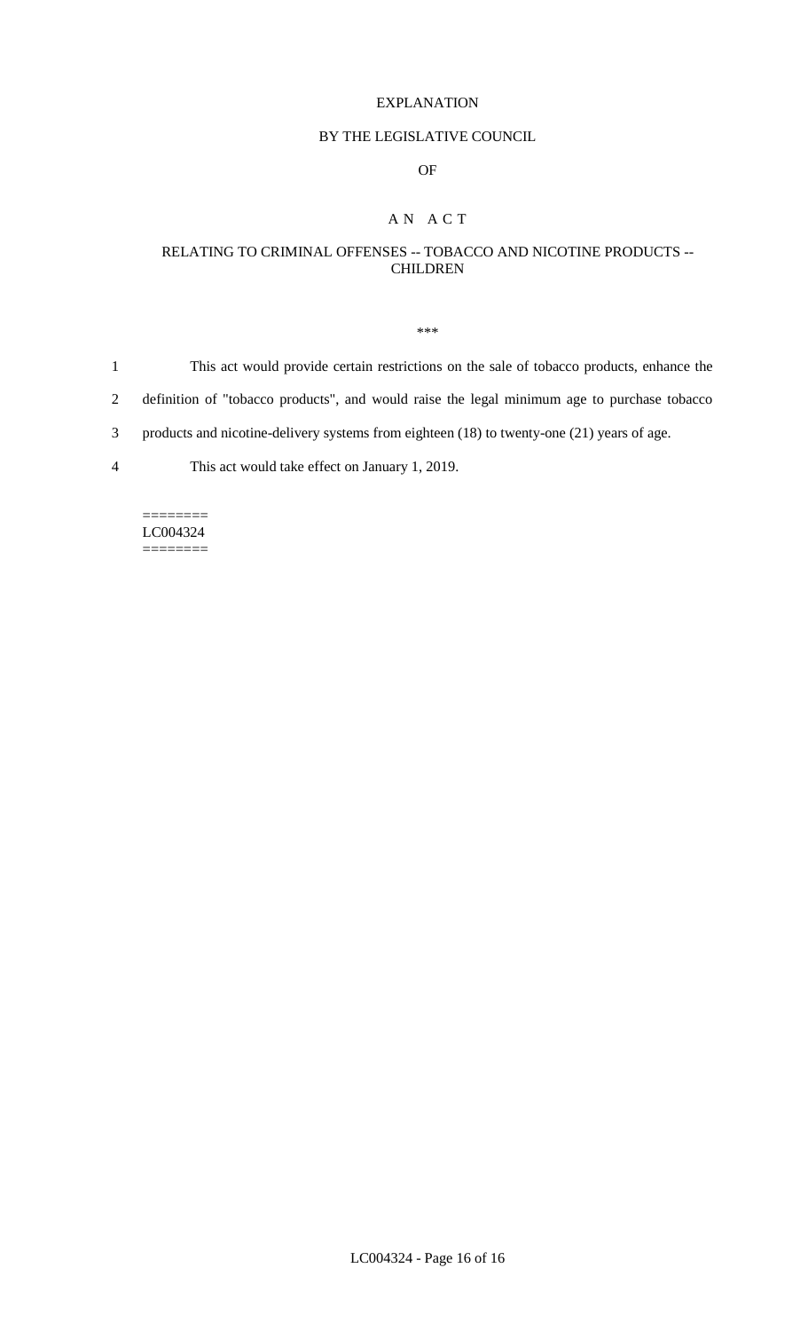EXPLANATION

BY THE LEGISLATIVE COUNCIL

OF

A N A C T

RELATING TO CRIMINAL OFFENSES -- TOBACCO AND NICOTINE PRODUCTS -- CHILDREN

\*\*\*

This act would provide certain restrictions on the sale of tobacco products, enhance the definition of "tobacco products", and would raise the legal minimum age to purchase tobacco products and nicotine-delivery systems from eighteen (18) to twenty-one (21) years of age.

This act would take effect on January 1, 2019.

========
LC004324
========